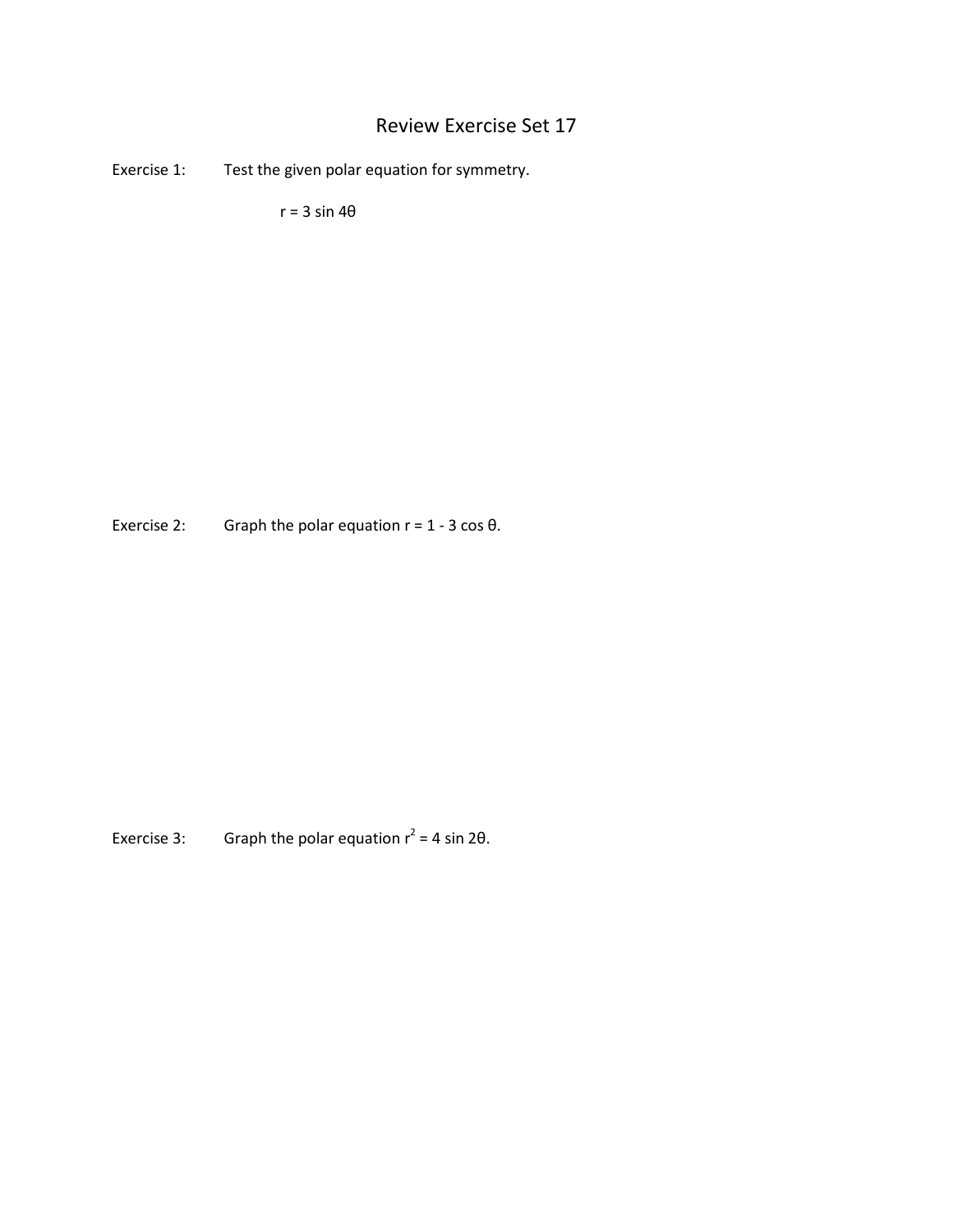# Review Exercise Set 17

Exercise 1: Test the given polar equation for symmetry.

$$r = 3 \sin 4\theta$$

Exercise 2: Graph the polar equation $r = 1 - 3 \cos \theta$.

Exercise 3: Graph the polar equation $r^2 = 4 \sin 2\theta$.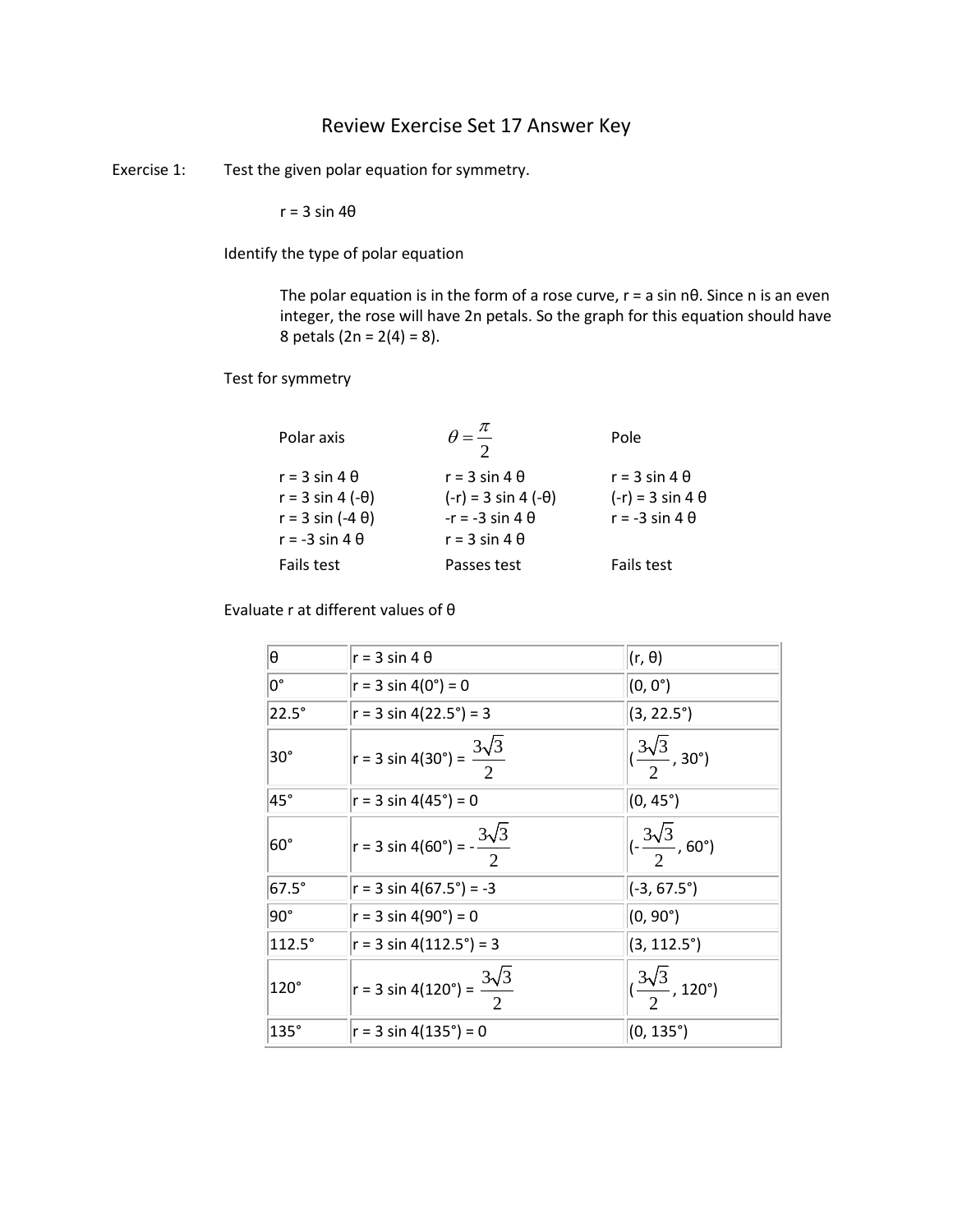# Review Exercise Set 17 Answer Key

Exercise 1: Test the given polar equation for symmetry.

$$r = 3 \sin 4\theta$$

Identify the type of polar equation

The polar equation is in the form of a rose curve, $r = a \sin n\theta$. Since n is an even integer, the rose will have 2n petals. So the graph for this equation should have 8 petals ($2n = 2(4) = 8$).

Test for symmetry

| Polar axis | $\theta = \frac{\pi}{2}$ | Pole |
|---|---|---|
| $r = 3 \sin 4\theta$ | $r = 3 \sin 4\theta$ | $r = 3 \sin 4\theta$ |
| $r = 3 \sin 4(-\theta)$ | $(-r) = 3 \sin 4(-\theta)$ | $(-r) = 3 \sin 4\theta$ |
| $r = 3 \sin(-4\theta)$ | $-r = -3 \sin 4\theta$ | $r = -3 \sin 4\theta$ |
| $r = -3 \sin 4\theta$ | $r = 3 \sin 4\theta$ | |
| Fails test | Passes test | Fails test |

Evaluate r at different values of θ

| θ | $r = 3 \sin 4\theta$ | (r, θ) |
|---|---|---|
| 0° | $r = 3 \sin 4(0°) = 0$ | (0, 0°) |
| 22.5° | $r = 3 \sin 4(22.5°) = 3$ | (3, 22.5°) |
| 30° | $r = 3 \sin 4(30°) = \frac{3\sqrt{3}}{2}$ | $(\frac{3\sqrt{3}}{2}, 30°)$ |
| 45° | $r = 3 \sin 4(45°) = 0$ | (0, 45°) |
| 60° | $r = 3 \sin 4(60°) = -\frac{3\sqrt{3}}{2}$ | $(-\frac{3\sqrt{3}}{2}, 60°)$ |
| 67.5° | $r = 3 \sin 4(67.5°) = -3$ | (-3, 67.5°) |
| 90° | $r = 3 \sin 4(90°) = 0$ | (0, 90°) |
| 112.5° | $r = 3 \sin 4(112.5°) = 3$ | (3, 112.5°) |
| 120° | $r = 3 \sin 4(120°) = \frac{3\sqrt{3}}{2}$ | $(\frac{3\sqrt{3}}{2}, 120°)$ |
| 135° | $r = 3 \sin 4(135°) = 0$ | (0, 135°) |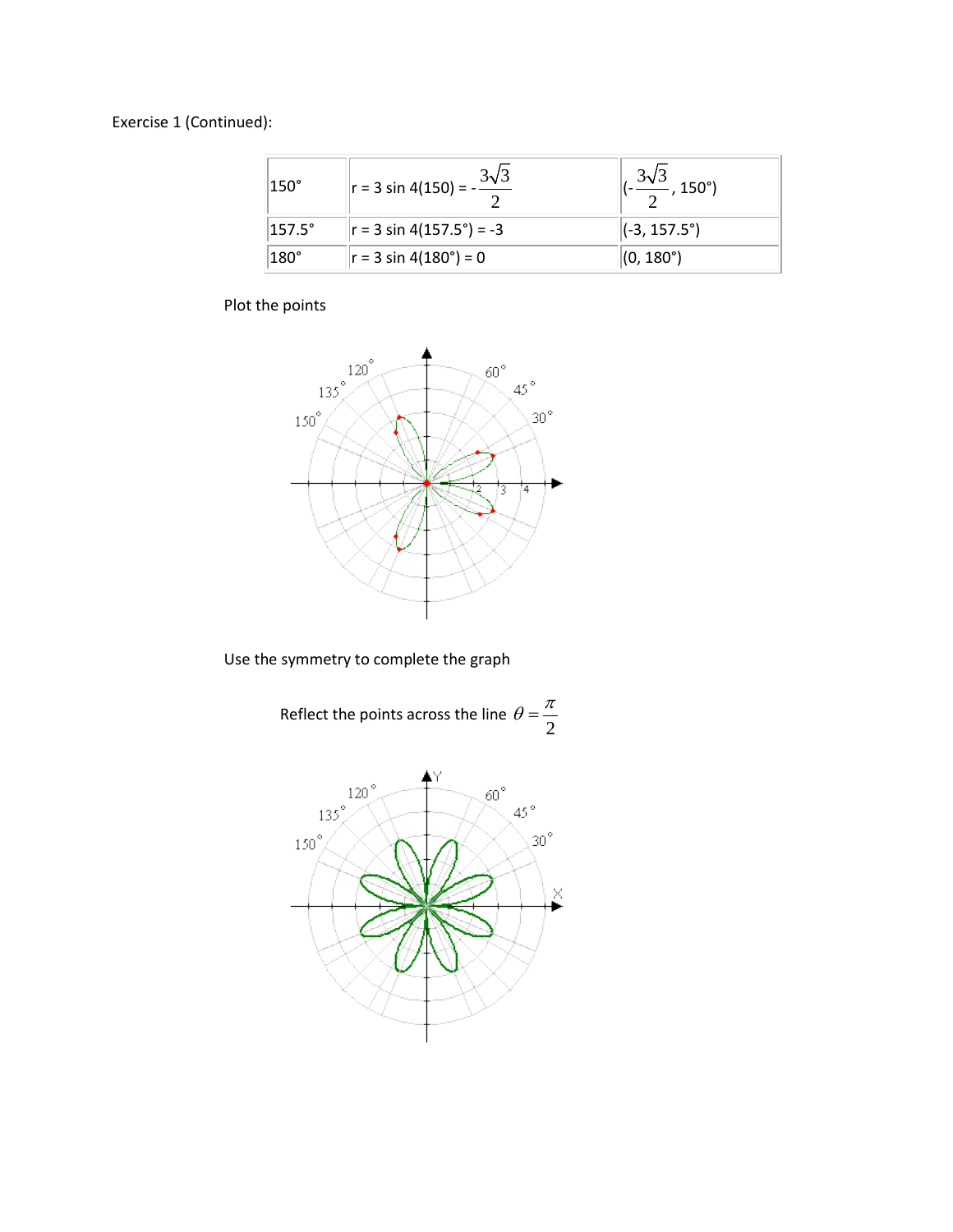Exercise 1 (Continued):

| | | |
|---|---|---|
| 150° | r = 3 sin 4(150) = $-\frac{3\sqrt{3}}{2}$ | $(-\frac{3\sqrt{3}}{2}, 150°)$ |
| 157.5° | r = 3 sin 4(157.5°) = -3 | (-3, 157.5°) |
| 180° | r = 3 sin 4(180°) = 0 | (0, 180°) |

Plot the points

Use the symmetry to complete the graph

Reflect the points across the line $\theta = \frac{\pi}{2}$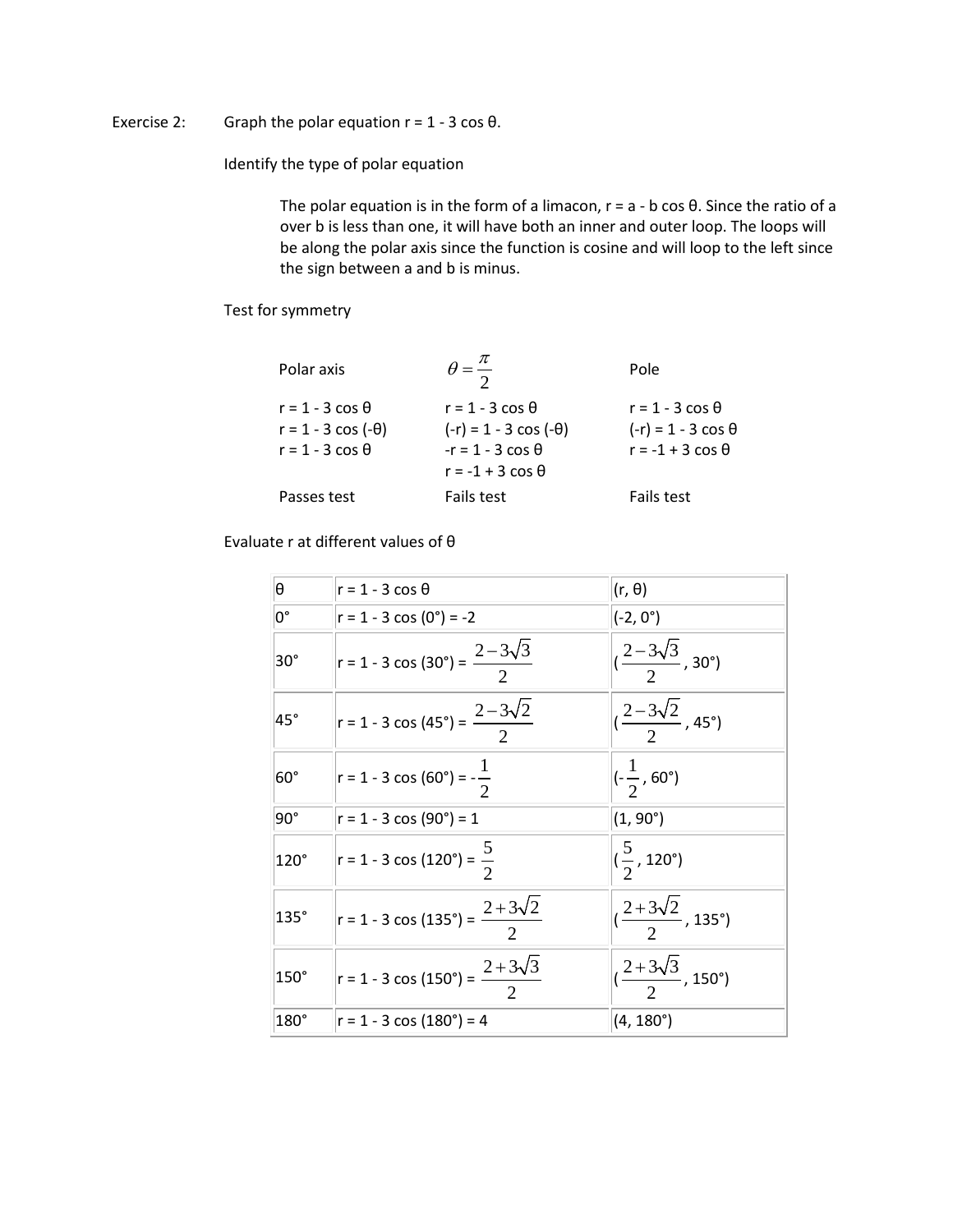Exercise 2: Graph the polar equation r = 1 - 3 cos θ.

Identify the type of polar equation

The polar equation is in the form of a limacon, r = a - b cos θ. Since the ratio of a over b is less than one, it will have both an inner and outer loop. The loops will be along the polar axis since the function is cosine and will loop to the left since the sign between a and b is minus.

Test for symmetry

| Polar axis | $\theta = \frac{\pi}{2}$ | Pole |
|---|---|---|
| r = 1 - 3 cos θ | r = 1 - 3 cos θ | r = 1 - 3 cos θ |
| r = 1 - 3 cos (-θ) | (-r) = 1 - 3 cos (-θ) | (-r) = 1 - 3 cos θ |
| r = 1 - 3 cos θ | -r = 1 - 3 cos θ | r = -1 + 3 cos θ |
| | r = -1 + 3 cos θ | |
| Passes test | Fails test | Fails test |

Evaluate r at different values of θ

| θ | r = 1 - 3 cos θ | (r, θ) |
|---|---|---|
| 0° | r = 1 - 3 cos (0°) = -2 | (-2, 0°) |
| 30° | r = 1 - 3 cos (30°) = $\frac{2-3\sqrt{3}}{2}$ | ($\frac{2-3\sqrt{3}}{2}$, 30°) |
| 45° | r = 1 - 3 cos (45°) = $\frac{2-3\sqrt{2}}{2}$ | ($\frac{2-3\sqrt{2}}{2}$, 45°) |
| 60° | r = 1 - 3 cos (60°) = $-\frac{1}{2}$ | ($-\frac{1}{2}$, 60°) |
| 90° | r = 1 - 3 cos (90°) = 1 | (1, 90°) |
| 120° | r = 1 - 3 cos (120°) = $\frac{5}{2}$ | ($\frac{5}{2}$, 120°) |
| 135° | r = 1 - 3 cos (135°) = $\frac{2+3\sqrt{2}}{2}$ | ($\frac{2+3\sqrt{2}}{2}$, 135°) |
| 150° | r = 1 - 3 cos (150°) = $\frac{2+3\sqrt{3}}{2}$ | ($\frac{2+3\sqrt{3}}{2}$, 150°) |
| 180° | r = 1 - 3 cos (180°) = 4 | (4, 180°) |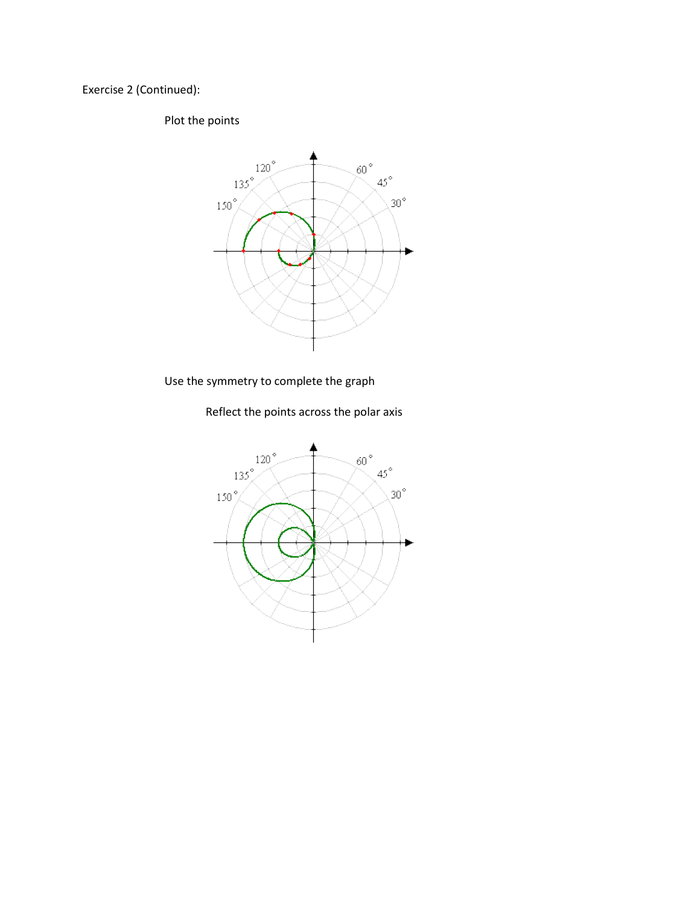Exercise 2 (Continued):

Plot the points

Use the symmetry to complete the graph

Reflect the points across the polar axis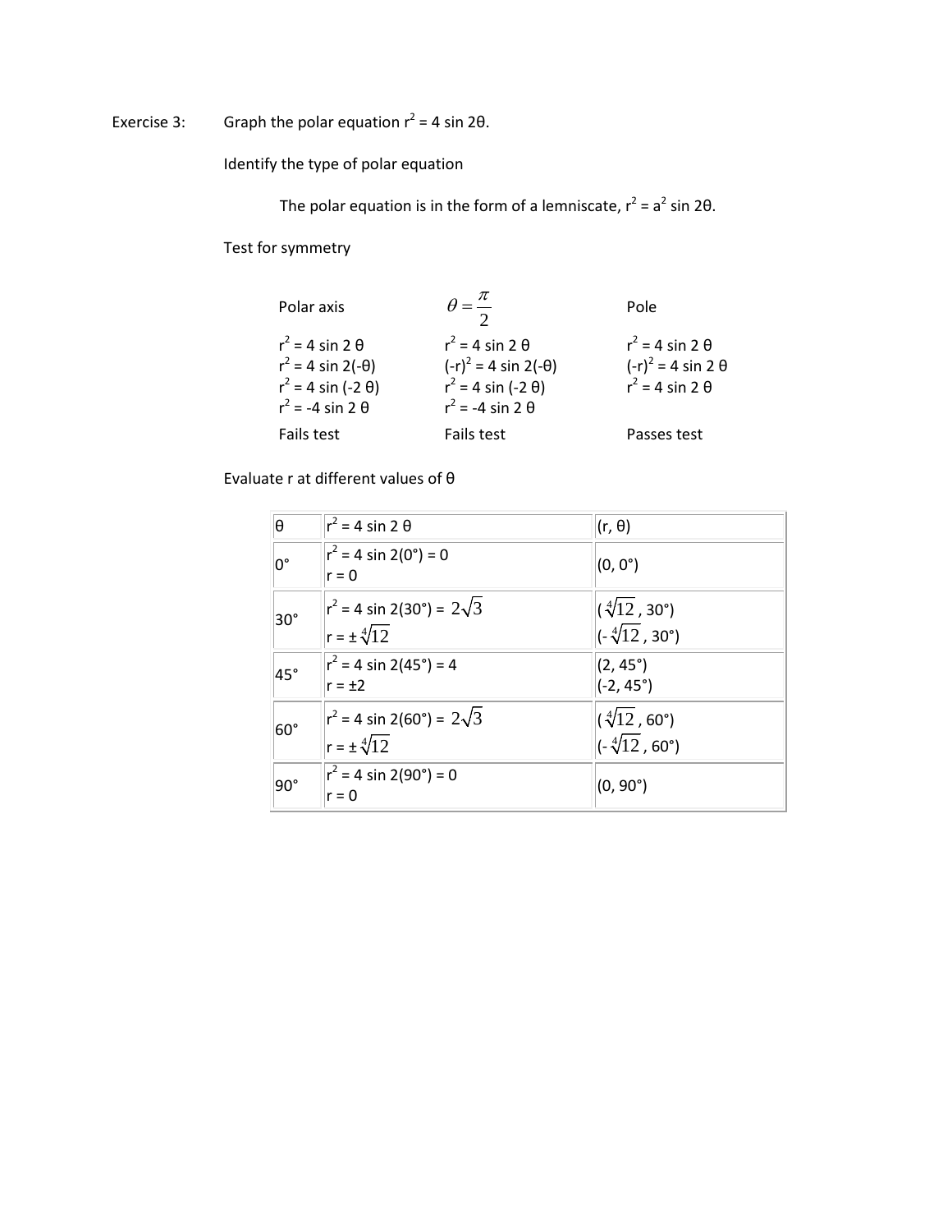Exercise 3: Graph the polar equation $r^2 = 4 \sin 2\theta$.

Identify the type of polar equation

The polar equation is in the form of a lemniscate, $r^2 = a^2 \sin 2\theta$.

Test for symmetry

| Polar axis | $\theta = \frac{\pi}{2}$ | Pole |
|---|---|---|
| $r^2 = 4 \sin 2\theta$ | $r^2 = 4 \sin 2\theta$ | $r^2 = 4 \sin 2\theta$ |
| $r^2 = 4 \sin 2(-\theta)$ | $(-r)^2 = 4 \sin 2(-\theta)$ | $(-r)^2 = 4 \sin 2\theta$ |
| $r^2 = 4 \sin (-2\theta)$ | $r^2 = 4 \sin (-2\theta)$ | $r^2 = 4 \sin 2\theta$ |
| $r^2 = -4 \sin 2\theta$ | $r^2 = -4 \sin 2\theta$ | |
| Fails test | Fails test | Passes test |

Evaluate r at different values of θ

| θ | $r^2 = 4 \sin 2\theta$ | (r, θ) |
|---|---|---|
| 0° | $r^2 = 4 \sin 2(0°) = 0$<br>$r = 0$ | (0, 0°) |
| 30° | $r^2 = 4 \sin 2(30°) = 2\sqrt{3}$<br>$r = \pm\sqrt[4]{12}$ | $(\sqrt[4]{12}, 30°)$<br>$(-\sqrt[4]{12}, 30°)$ |
| 45° | $r^2 = 4 \sin 2(45°) = 4$<br>$r = \pm 2$ | (2, 45°)<br>(-2, 45°) |
| 60° | $r^2 = 4 \sin 2(60°) = 2\sqrt{3}$<br>$r = \pm\sqrt[4]{12}$ | $(\sqrt[4]{12}, 60°)$<br>$(-\sqrt[4]{12}, 60°)$ |
| 90° | $r^2 = 4 \sin 2(90°) = 0$<br>$r = 0$ | (0, 90°) |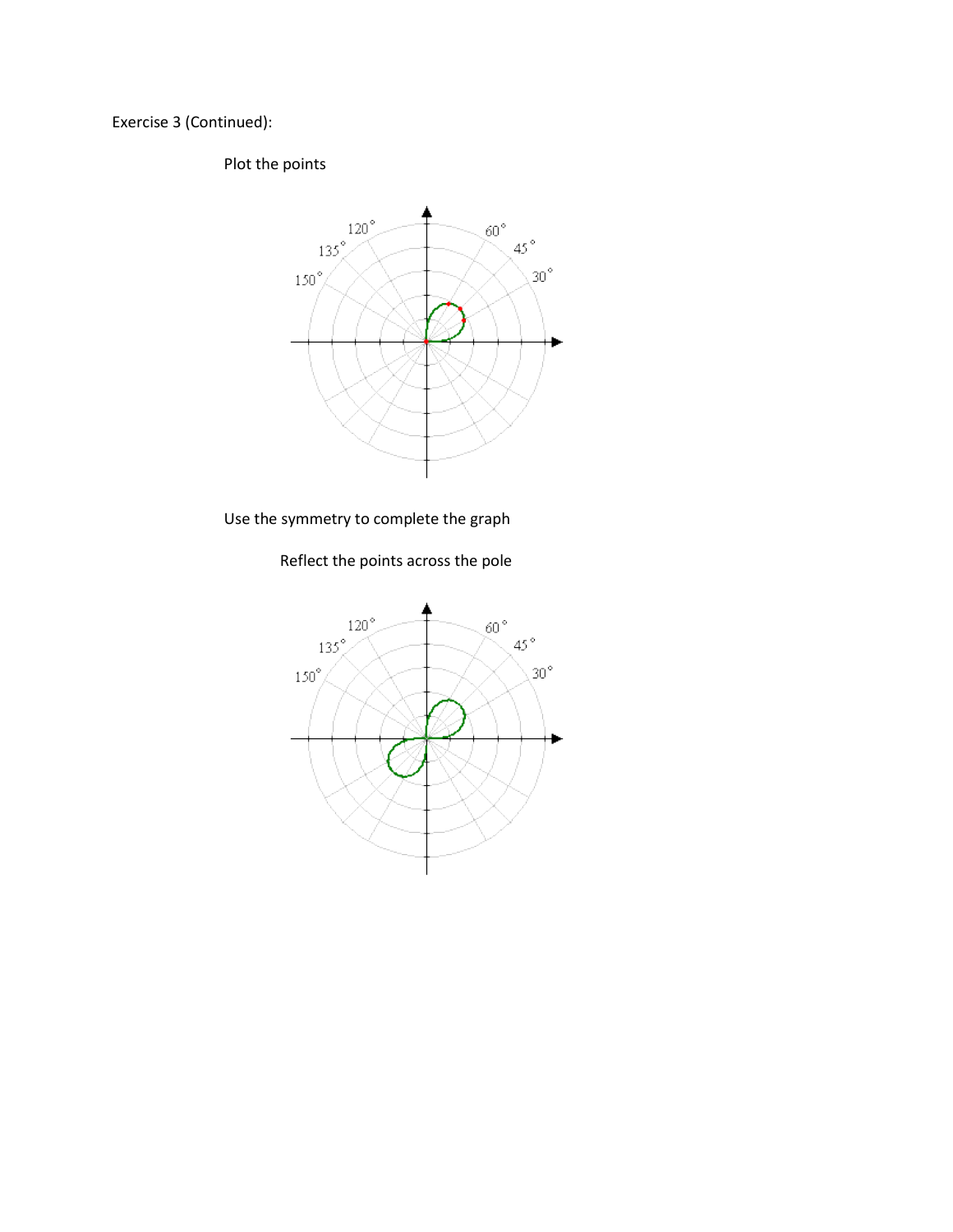Exercise 3 (Continued):

Plot the points

120°
135°
150°
60°
45°
30°

Use the symmetry to complete the graph

Reflect the points across the pole

120°
135°
150°
60°
45°
30°